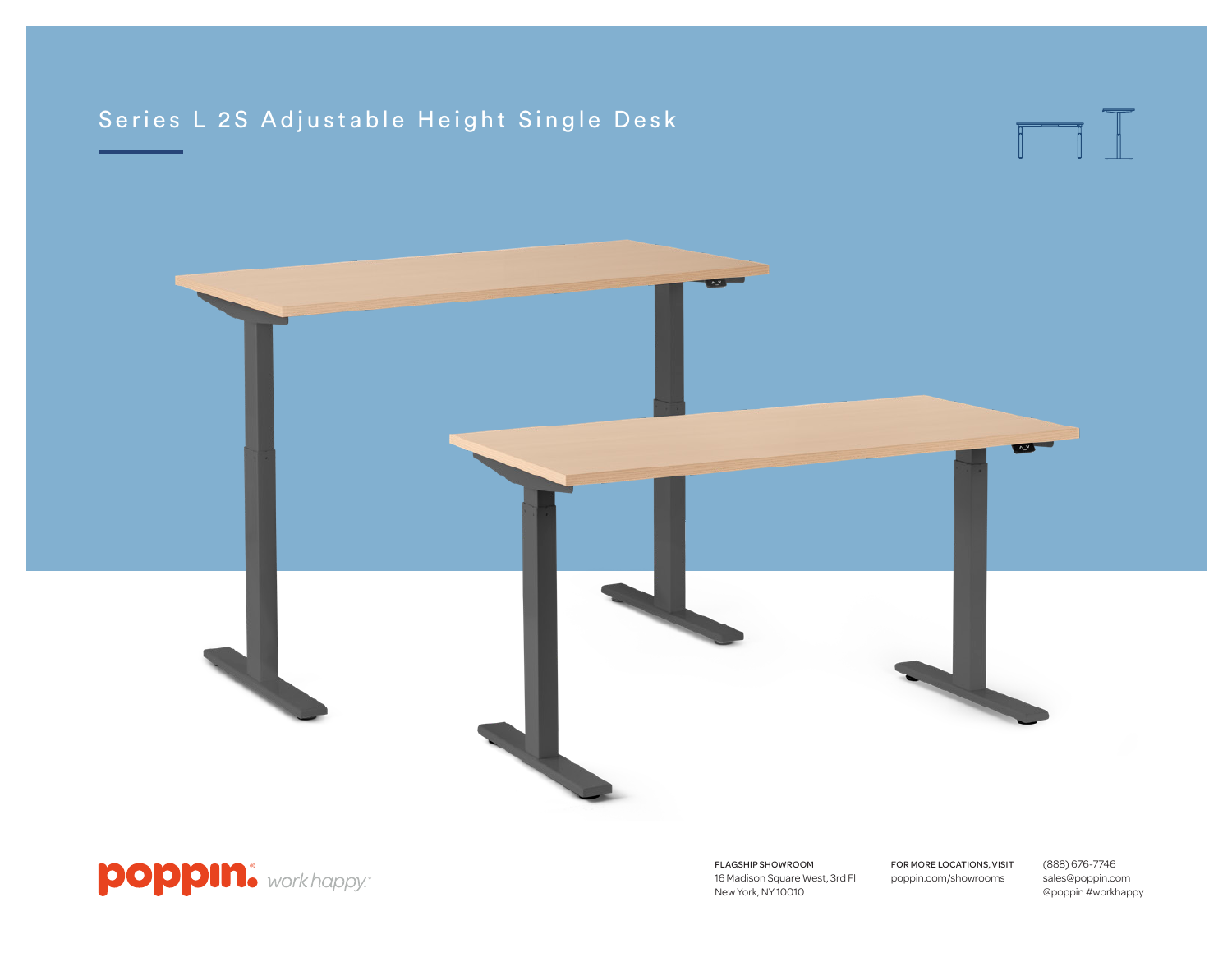# Series L 2S Adjustable Height Single Desk

poppin. *work happy.*

FLAGSHIP SHOWROOM
16 Madison Square West, 3rd Fl
New York, NY 10010

FOR MORE LOCATIONS, VISIT
poppin.com/showrooms

(888) 676-7746
sales@poppin.com
@poppin #workhappy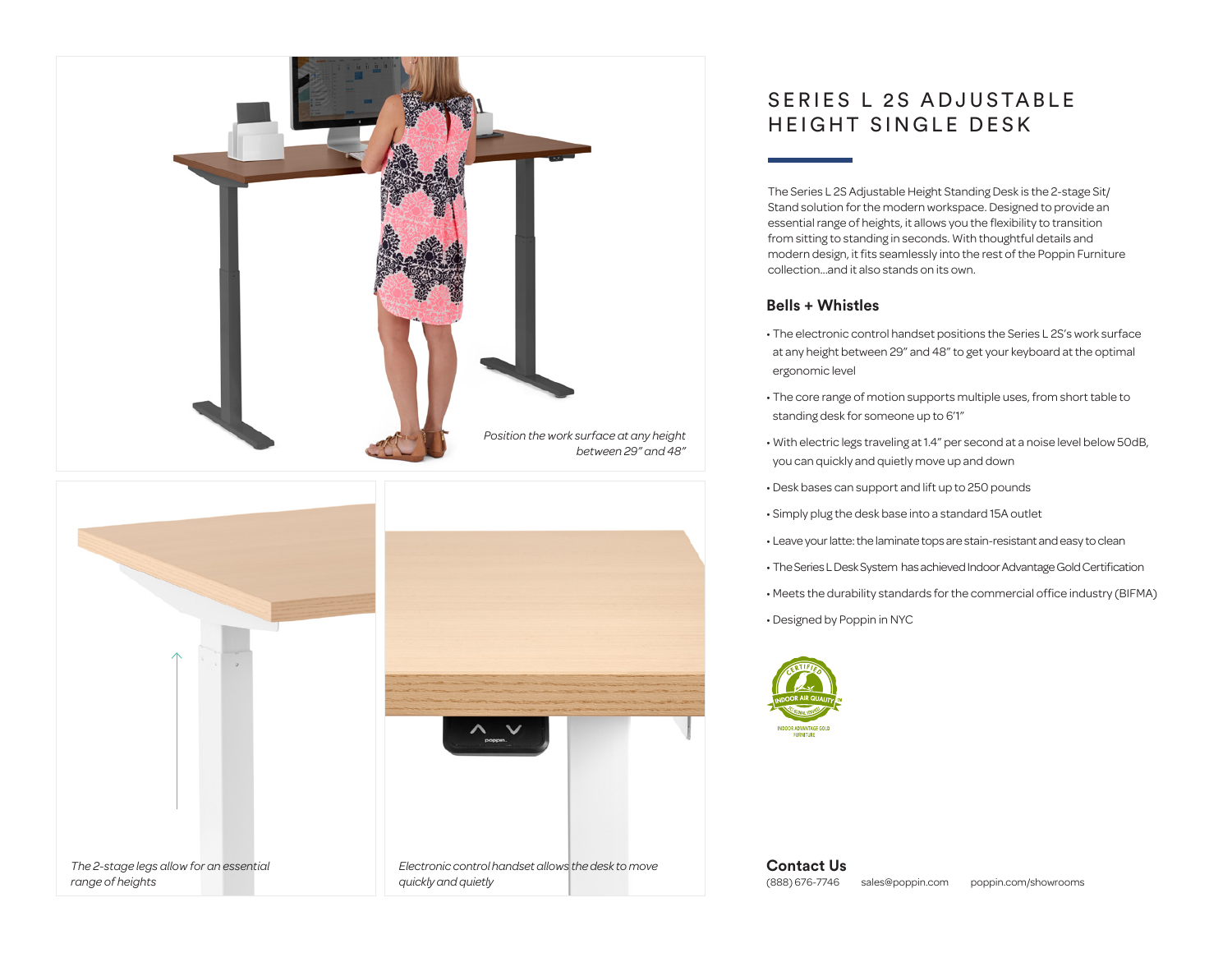*Position the work surface at any height between 29" and 48"*

*The 2-stage legs allow for an essential range of heights*

*Electronic control handset allows the desk to move quickly and quietly*

# SERIES L 2S ADJUSTABLE HEIGHT SINGLE DESK

The Series L 2S Adjustable Height Standing Desk is the 2-stage Sit/Stand solution for the modern workspace. Designed to provide an essential range of heights, it allows you the flexibility to transition from sitting to standing in seconds. With thoughtful details and modern design, it fits seamlessly into the rest of the Poppin Furniture collection...and it also stands on its own.

## Bells + Whistles

- The electronic control handset positions the Series L 2S's work surface at any height between 29" and 48" to get your keyboard at the optimal ergonomic level
- The core range of motion supports multiple uses, from short table to standing desk for someone up to 6'1"
- With electric legs traveling at 1.4" per second at a noise level below 50dB, you can quickly and quietly move up and down
- Desk bases can support and lift up to 250 pounds
- Simply plug the desk base into a standard 15A outlet
- Leave your latte: the laminate tops are stain-resistant and easy to clean
- The Series L Desk System has achieved Indoor Advantage Gold Certification
- Meets the durability standards for the commercial office industry (BIFMA)
- Designed by Poppin in NYC

INDOOR ADVANTAGE GOLD FURNITURE

## Contact Us

(888) 676-7746 sales@poppin.com poppin.com/showrooms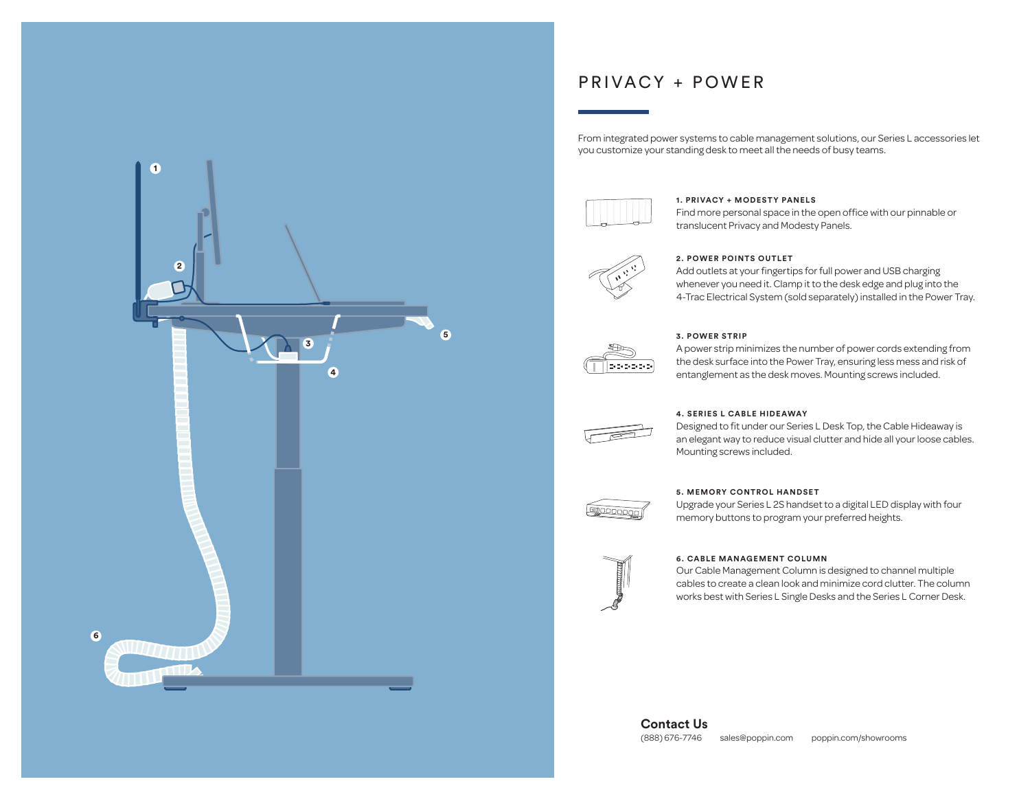# PRIVACY + POWER

From integrated power systems to cable management solutions, our Series L accessories let you customize your standing desk to meet all the needs of busy teams.

**1. PRIVACY + MODESTY PANELS**
Find more personal space in the open office with our pinnable or translucent Privacy and Modesty Panels.

**2. POWER POINTS OUTLET**
Add outlets at your fingertips for full power and USB charging whenever you need it. Clamp it to the desk edge and plug into the 4-Trac Electrical System (sold separately) installed in the Power Tray.

**3. POWER STRIP**
A power strip minimizes the number of power cords extending from the desk surface into the Power Tray, ensuring less mess and risk of entanglement as the desk moves. Mounting screws included.

**4. SERIES L CABLE HIDEAWAY**
Designed to fit under our Series L Desk Top, the Cable Hideaway is an elegant way to reduce visual clutter and hide all your loose cables. Mounting screws included.

**5. MEMORY CONTROL HANDSET**
Upgrade your Series L 2S handset to a digital LED display with four memory buttons to program your preferred heights.

**6. CABLE MANAGEMENT COLUMN**
Our Cable Management Column is designed to channel multiple cables to create a clean look and minimize cord clutter. The column works best with Series L Single Desks and the Series L Corner Desk.

## Contact Us

(888) 676-7746 sales@poppin.com poppin.com/showrooms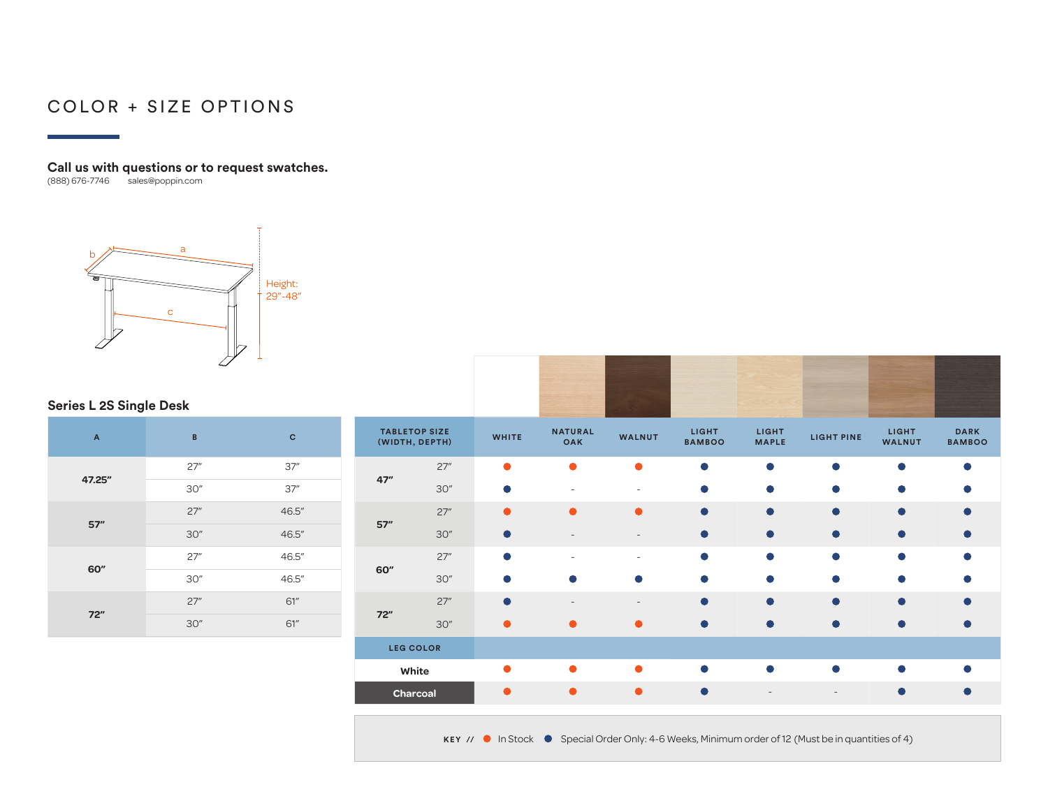# COLOR + SIZE OPTIONS

**Call us with questions or to request swatches.**
(888) 676-7746 sales@poppin.com

b
a
c
Height: 29"-48"

## Series L 2S Single Desk

| A | B | C |
|---|---|---|
| 47.25" | 27" | 37" |
| | 30" | 37" |
| 57" | 27" | 46.5" |
| | 30" | 46.5" |
| 60" | 27" | 46.5" |
| | 30" | 46.5" |
| 72" | 27" | 61" |
| | 30" | 61" |

| TABLETOP SIZE (WIDTH, DEPTH) | | WHITE | NATURAL OAK | WALNUT | LIGHT BAMBOO | LIGHT MAPLE | LIGHT PINE | LIGHT WALNUT | DARK BAMBOO |
|---|---|---|---|---|---|---|---|---|---|
| 47" | 27" | ● In Stock | ● In Stock | ● In Stock | ● Special Order | ● Special Order | ● Special Order | ● Special Order | ● Special Order |
| | 30" | ● Special Order | - | - | ● Special Order | ● Special Order | ● Special Order | ● Special Order | ● Special Order |
| 57" | 27" | ● In Stock | ● In Stock | ● In Stock | ● Special Order | ● Special Order | ● Special Order | ● Special Order | ● Special Order |
| | 30" | ● Special Order | - | - | ● Special Order | ● Special Order | ● Special Order | ● Special Order | ● Special Order |
| 60" | 27" | ● Special Order | - | - | ● Special Order | ● Special Order | ● Special Order | ● Special Order | ● Special Order |
| | 30" | ● Special Order | ● Special Order | ● Special Order | ● Special Order | ● Special Order | ● Special Order | ● Special Order | ● Special Order |
| 72" | 27" | ● Special Order | - | - | ● Special Order | ● Special Order | ● Special Order | ● Special Order | ● Special Order |
| | 30" | ● In Stock | ● In Stock | ● In Stock | ● Special Order | ● Special Order | ● Special Order | ● Special Order | ● Special Order |
| **LEG COLOR** | | | | | | | | | |
| White | | ● In Stock | ● In Stock | ● In Stock | ● Special Order | ● Special Order | ● Special Order | ● Special Order | ● Special Order |
| Charcoal | | ● In Stock | ● In Stock | ● In Stock | ● Special Order | - | - | ● Special Order | ● Special Order |

KEY // ● In Stock ● Special Order Only: 4-6 Weeks, Minimum order of 12 (Must be in quantities of 4)